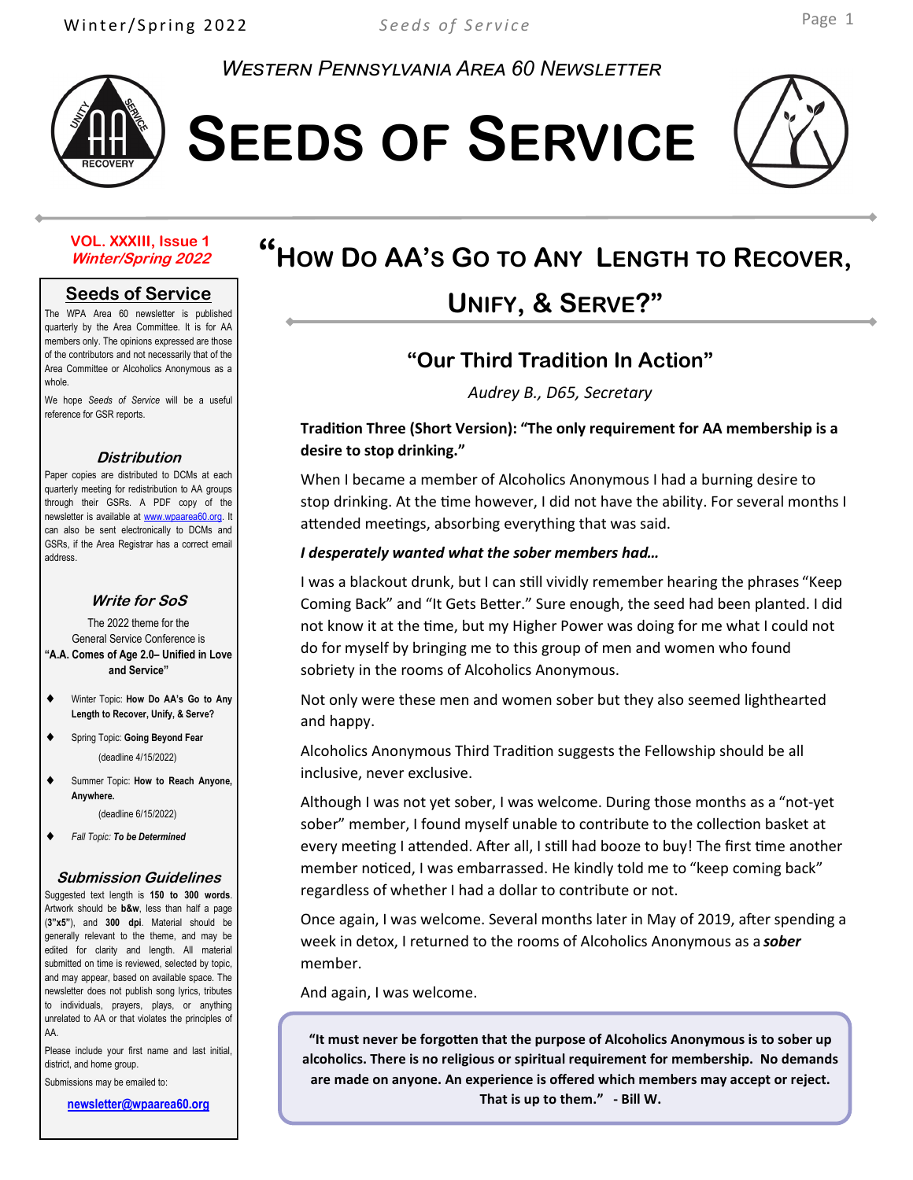# Western Pennsylvania Area 60 Newsletter

# Seeds of Service

**VOL. XXXIII, Issue 1**
***Winter/Spring 2022***

## Seeds of Service

The WPA Area 60 newsletter is published quarterly by the Area Committee. It is for AA members only. The opinions expressed are those of the contributors and not necessarily that of the Area Committee or Alcoholics Anonymous as a whole.

We hope *Seeds of Service* will be a useful reference for GSR reports.

### *Distribution*

Paper copies are distributed to DCMs at each quarterly meeting for redistribution to AA groups through their GSRs. A PDF copy of the newsletter is available at www.wpaarea60.org. It can also be sent electronically to DCMs and GSRs, if the Area Registrar has a correct email address.

### *Write for SoS*

The 2022 theme for the General Service Conference is **"A.A. Comes of Age 2.0– Unified in Love and Service"**

- Winter Topic: **How Do AA's Go to Any Length to Recover, Unify, & Serve?**
- Spring Topic: **Going Beyond Fear** (deadline 4/15/2022)
- Summer Topic: **How to Reach Anyone, Anywhere.** (deadline 6/15/2022)
- *Fall Topic: **To be Determined***

### *Submission Guidelines*

Suggested text length is **150 to 300 words**. Artwork should be **b&w**, less than half a page (**3"x5"**), and **300 dpi**. Material should be generally relevant to the theme, and may be edited for clarity and length. All material submitted on time is reviewed, selected by topic, and may appear, based on available space. The newsletter does not publish song lyrics, tributes to individuals, prayers, plays, or anything unrelated to AA or that violates the principles of AA.

Please include your first name and last initial, district, and home group.

Submissions may be emailed to:

**newsletter@wpaarea60.org**

# "How Do AA's Go to Any Length to Recover, Unify, & Serve?"

## "Our Third Tradition In Action"

*Audrey B., D65, Secretary*

**Tradition Three (Short Version): "The only requirement for AA membership is a desire to stop drinking."**

When I became a member of Alcoholics Anonymous I had a burning desire to stop drinking. At the time however, I did not have the ability. For several months I attended meetings, absorbing everything that was said.

***I desperately wanted what the sober members had…***

I was a blackout drunk, but I can still vividly remember hearing the phrases "Keep Coming Back" and "It Gets Better." Sure enough, the seed had been planted. I did not know it at the time, but my Higher Power was doing for me what I could not do for myself by bringing me to this group of men and women who found sobriety in the rooms of Alcoholics Anonymous.

Not only were these men and women sober but they also seemed lighthearted and happy.

Alcoholics Anonymous Third Tradition suggests the Fellowship should be all inclusive, never exclusive.

Although I was not yet sober, I was welcome. During those months as a "not-yet sober" member, I found myself unable to contribute to the collection basket at every meeting I attended. After all, I still had booze to buy! The first time another member noticed, I was embarrassed. He kindly told me to "keep coming back" regardless of whether I had a dollar to contribute or not.

Once again, I was welcome. Several months later in May of 2019, after spending a week in detox, I returned to the rooms of Alcoholics Anonymous as a ***sober*** member.

And again, I was welcome.

> **"It must never be forgotten that the purpose of Alcoholics Anonymous is to sober up alcoholics. There is no religious or spiritual requirement for membership. No demands are made on anyone. An experience is offered which members may accept or reject. That is up to them." - Bill W.**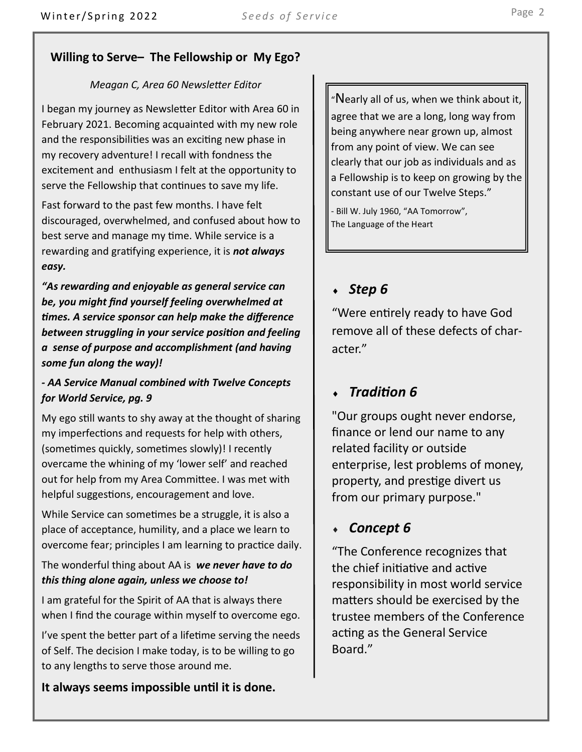## Willing to Serve– The Fellowship or My Ego?

*Meagan C, Area 60 Newsletter Editor*

I began my journey as Newsletter Editor with Area 60 in February 2021. Becoming acquainted with my new role and the responsibilities was an exciting new phase in my recovery adventure! I recall with fondness the excitement and enthusiasm I felt at the opportunity to serve the Fellowship that continues to save my life.

Fast forward to the past few months. I have felt discouraged, overwhelmed, and confused about how to best serve and manage my time. While service is a rewarding and gratifying experience, it is ***not always easy.***

***"As rewarding and enjoyable as general service can be, you might find yourself feeling overwhelmed at times. A service sponsor can help make the difference between struggling in your service position and feeling a sense of purpose and accomplishment (and having some fun along the way)!***

***- AA Service Manual combined with Twelve Concepts for World Service, pg. 9***

My ego still wants to shy away at the thought of sharing my imperfections and requests for help with others, (sometimes quickly, sometimes slowly)! I recently overcame the whining of my 'lower self' and reached out for help from my Area Committee. I was met with helpful suggestions, encouragement and love.

While Service can sometimes be a struggle, it is also a place of acceptance, humility, and a place we learn to overcome fear; principles I am learning to practice daily.

The wonderful thing about AA is ***we never have to do this thing alone again, unless we choose to!***

I am grateful for the Spirit of AA that is always there when I find the courage within myself to overcome ego.

I've spent the better part of a lifetime serving the needs of Self. The decision I make today, is to be willing to go to any lengths to serve those around me.

**It always seems impossible until it is done.**

"Nearly all of us, when we think about it, agree that we are a long, long way from being anywhere near grown up, almost from any point of view. We can see clearly that our job as individuals and as a Fellowship is to keep on growing by the constant use of our Twelve Steps."

- Bill W. July 1960, "AA Tomorrow", The Language of the Heart

- ***Step 6***

"Were entirely ready to have God remove all of these defects of character."

- ***Tradition 6***

"Our groups ought never endorse, finance or lend our name to any related facility or outside enterprise, lest problems of money, property, and prestige divert us from our primary purpose."

- ***Concept 6***

"The Conference recognizes that the chief initiative and active responsibility in most world service matters should be exercised by the trustee members of the Conference acting as the General Service Board."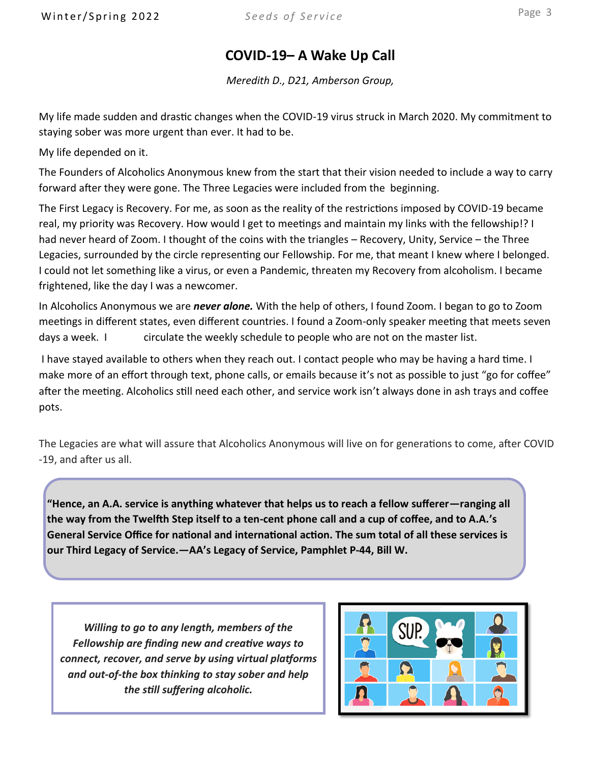## COVID-19– A Wake Up Call

*Meredith D., D21, Amberson Group,*

My life made sudden and drastic changes when the COVID-19 virus struck in March 2020. My commitment to staying sober was more urgent than ever. It had to be.

My life depended on it.

The Founders of Alcoholics Anonymous knew from the start that their vision needed to include a way to carry forward after they were gone. The Three Legacies were included from the beginning.

The First Legacy is Recovery. For me, as soon as the reality of the restrictions imposed by COVID-19 became real, my priority was Recovery. How would I get to meetings and maintain my links with the fellowship!? I had never heard of Zoom. I thought of the coins with the triangles – Recovery, Unity, Service – the Three Legacies, surrounded by the circle representing our Fellowship. For me, that meant I knew where I belonged. I could not let something like a virus, or even a Pandemic, threaten my Recovery from alcoholism. I became frightened, like the day I was a newcomer.

In Alcoholics Anonymous we are ***never alone.*** With the help of others, I found Zoom. I began to go to Zoom meetings in different states, even different countries. I found a Zoom-only speaker meeting that meets seven days a week. I circulate the weekly schedule to people who are not on the master list.

I have stayed available to others when they reach out. I contact people who may be having a hard time. I make more of an effort through text, phone calls, or emails because it's not as possible to just "go for coffee" after the meeting. Alcoholics still need each other, and service work isn't always done in ash trays and coffee pots.

The Legacies are what will assure that Alcoholics Anonymous will live on for generations to come, after COVID-19, and after us all.

> **"Hence, an A.A. service is anything whatever that helps us to reach a fellow sufferer—ranging all the way from the Twelfth Step itself to a ten-cent phone call and a cup of coffee, and to A.A.'s General Service Office for national and international action. The sum total of all these services is our Third Legacy of Service.—AA's Legacy of Service, Pamphlet P-44, Bill W.**

***Willing to go to any length, members of the Fellowship are finding new and creative ways to connect, recover, and serve by using virtual platforms and out-of-the box thinking to stay sober and help the still suffering alcoholic.***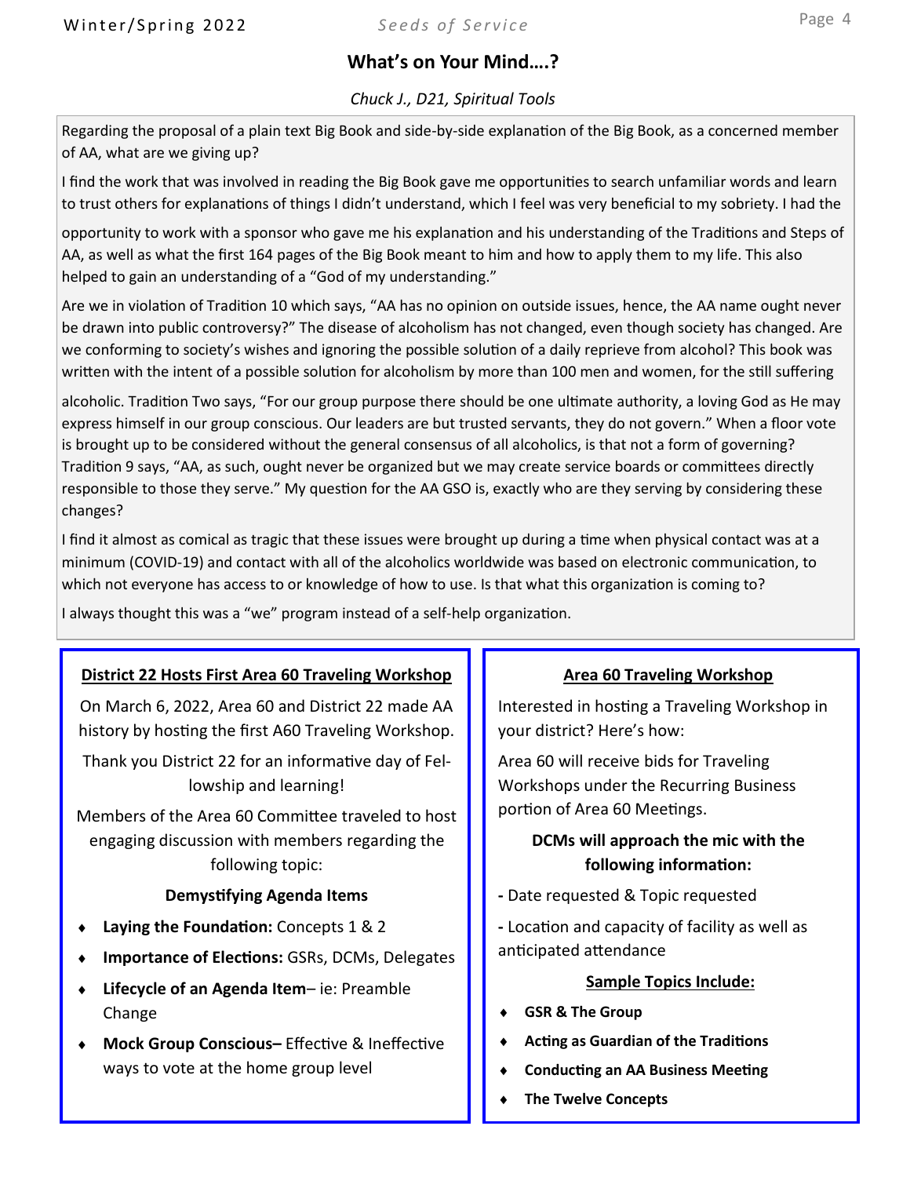## What's on Your Mind….?

*Chuck J., D21, Spiritual Tools*

Regarding the proposal of a plain text Big Book and side-by-side explanation of the Big Book, as a concerned member of AA, what are we giving up?

I find the work that was involved in reading the Big Book gave me opportunities to search unfamiliar words and learn to trust others for explanations of things I didn't understand, which I feel was very beneficial to my sobriety. I had the opportunity to work with a sponsor who gave me his explanation and his understanding of the Traditions and Steps of AA, as well as what the first 164 pages of the Big Book meant to him and how to apply them to my life. This also helped to gain an understanding of a "God of my understanding."

Are we in violation of Tradition 10 which says, "AA has no opinion on outside issues, hence, the AA name ought never be drawn into public controversy?" The disease of alcoholism has not changed, even though society has changed. Are we conforming to society's wishes and ignoring the possible solution of a daily reprieve from alcohol? This book was written with the intent of a possible solution for alcoholism by more than 100 men and women, for the still suffering alcoholic. Tradition Two says, "For our group purpose there should be one ultimate authority, a loving God as He may express himself in our group conscious. Our leaders are but trusted servants, they do not govern." When a floor vote is brought up to be considered without the general consensus of all alcoholics, is that not a form of governing? Tradition 9 says, "AA, as such, ought never be organized but we may create service boards or committees directly responsible to those they serve." My question for the AA GSO is, exactly who are they serving by considering these changes?

I find it almost as comical as tragic that these issues were brought up during a time when physical contact was at a minimum (COVID-19) and contact with all of the alcoholics worldwide was based on electronic communication, to which not everyone has access to or knowledge of how to use. Is that what this organization is coming to?

I always thought this was a "we" program instead of a self-help organization.

### District 22 Hosts First Area 60 Traveling Workshop

On March 6, 2022, Area 60 and District 22 made AA history by hosting the first A60 Traveling Workshop.

Thank you District 22 for an informative day of Fellowship and learning!

Members of the Area 60 Committee traveled to host engaging discussion with members regarding the following topic:

**Demystifying Agenda Items**

- **Laying the Foundation:** Concepts 1 & 2
- **Importance of Elections:** GSRs, DCMs, Delegates
- **Lifecycle of an Agenda Item**– ie: Preamble Change
- **Mock Group Conscious–** Effective & Ineffective ways to vote at the home group level

### Area 60 Traveling Workshop

Interested in hosting a Traveling Workshop in your district? Here's how:

Area 60 will receive bids for Traveling Workshops under the Recurring Business portion of Area 60 Meetings.

**DCMs will approach the mic with the following information:**

- Date requested & Topic requested
- Location and capacity of facility as well as anticipated attendance

**Sample Topics Include:**

- **GSR & The Group**
- **Acting as Guardian of the Traditions**
- **Conducting an AA Business Meeting**
- **The Twelve Concepts**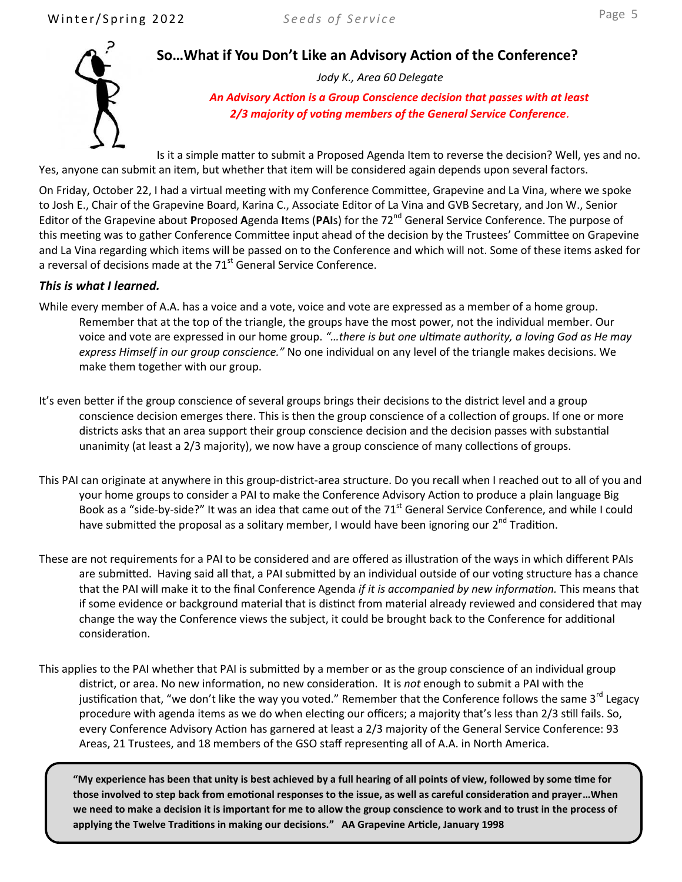## So…What if You Don't Like an Advisory Action of the Conference?

*Jody K., Area 60 Delegate*

***An Advisory Action is a Group Conscience decision that passes with at least 2/3 majority of voting members of the General Service Conference.***

Is it a simple matter to submit a Proposed Agenda Item to reverse the decision? Well, yes and no. Yes, anyone can submit an item, but whether that item will be considered again depends upon several factors.

On Friday, October 22, I had a virtual meeting with my Conference Committee, Grapevine and La Vina, where we spoke to Josh E., Chair of the Grapevine Board, Karina C., Associate Editor of La Vina and GVB Secretary, and Jon W., Senior Editor of the Grapevine about **P**roposed **A**genda **I**tems (**PAI**s) for the 72nd General Service Conference. The purpose of this meeting was to gather Conference Committee input ahead of the decision by the Trustees' Committee on Grapevine and La Vina regarding which items will be passed on to the Conference and which will not. Some of these items asked for a reversal of decisions made at the 71st General Service Conference.

***This is what I learned.***

While every member of A.A. has a voice and a vote, voice and vote are expressed as a member of a home group. Remember that at the top of the triangle, the groups have the most power, not the individual member. Our voice and vote are expressed in our home group. *"…there is but one ultimate authority, a loving God as He may express Himself in our group conscience."* No one individual on any level of the triangle makes decisions. We make them together with our group.

It's even better if the group conscience of several groups brings their decisions to the district level and a group conscience decision emerges there. This is then the group conscience of a collection of groups. If one or more districts asks that an area support their group conscience decision and the decision passes with substantial unanimity (at least a 2/3 majority), we now have a group conscience of many collections of groups.

This PAI can originate at anywhere in this group-district-area structure. Do you recall when I reached out to all of you and your home groups to consider a PAI to make the Conference Advisory Action to produce a plain language Big Book as a "side-by-side?" It was an idea that came out of the 71st General Service Conference, and while I could have submitted the proposal as a solitary member, I would have been ignoring our 2nd Tradition.

These are not requirements for a PAI to be considered and are offered as illustration of the ways in which different PAIs are submitted. Having said all that, a PAI submitted by an individual outside of our voting structure has a chance that the PAI will make it to the final Conference Agenda *if it is accompanied by new information.* This means that if some evidence or background material that is distinct from material already reviewed and considered that may change the way the Conference views the subject, it could be brought back to the Conference for additional consideration.

This applies to the PAI whether that PAI is submitted by a member or as the group conscience of an individual group district, or area. No new information, no new consideration. It is *not* enough to submit a PAI with the justification that, "we don't like the way you voted." Remember that the Conference follows the same 3rd Legacy procedure with agenda items as we do when electing our officers; a majority that's less than 2/3 still fails. So, every Conference Advisory Action has garnered at least a 2/3 majority of the General Service Conference: 93 Areas, 21 Trustees, and 18 members of the GSO staff representing all of A.A. in North America.

> **"My experience has been that unity is best achieved by a full hearing of all points of view, followed by some time for those involved to step back from emotional responses to the issue, as well as careful consideration and prayer…When we need to make a decision it is important for me to allow the group conscience to work and to trust in the process of applying the Twelve Traditions in making our decisions." AA Grapevine Article, January 1998**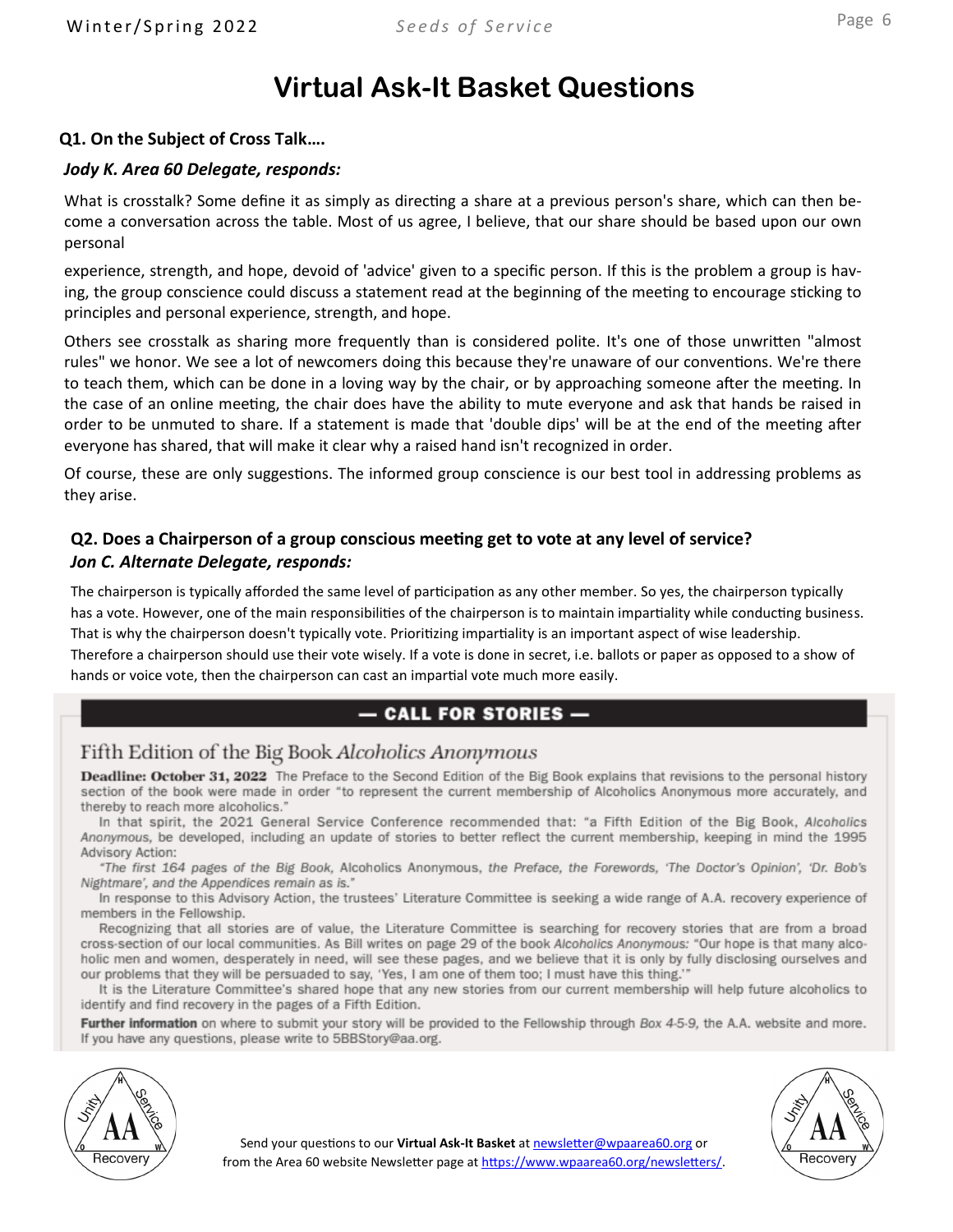# Virtual Ask-It Basket Questions

### Q1. On the Subject of Cross Talk….

***Jody K. Area 60 Delegate, responds:***

What is crosstalk? Some define it as simply as directing a share at a previous person's share, which can then become a conversation across the table. Most of us agree, I believe, that our share should be based upon our own personal

experience, strength, and hope, devoid of 'advice' given to a specific person. If this is the problem a group is having, the group conscience could discuss a statement read at the beginning of the meeting to encourage sticking to principles and personal experience, strength, and hope.

Others see crosstalk as sharing more frequently than is considered polite. It's one of those unwritten "almost rules" we honor. We see a lot of newcomers doing this because they're unaware of our conventions. We're there to teach them, which can be done in a loving way by the chair, or by approaching someone after the meeting. In the case of an online meeting, the chair does have the ability to mute everyone and ask that hands be raised in order to be unmuted to share. If a statement is made that 'double dips' will be at the end of the meeting after everyone has shared, that will make it clear why a raised hand isn't recognized in order.

Of course, these are only suggestions. The informed group conscience is our best tool in addressing problems as they arise.

### Q2. Does a Chairperson of a group conscious meeting get to vote at any level of service?

***Jon C. Alternate Delegate, responds:***

The chairperson is typically afforded the same level of participation as any other member. So yes, the chairperson typically has a vote. However, one of the main responsibilities of the chairperson is to maintain impartiality while conducting business. That is why the chairperson doesn't typically vote. Prioritizing impartiality is an important aspect of wise leadership. Therefore a chairperson should use their vote wisely. If a vote is done in secret, i.e. ballots or paper as opposed to a show of hands or voice vote, then the chairperson can cast an impartial vote much more easily.

## — CALL FOR STORIES —

### Fifth Edition of the Big Book *Alcoholics Anonymous*

**Deadline: October 31, 2022** The Preface to the Second Edition of the Big Book explains that revisions to the personal history section of the book were made in order "to represent the current membership of Alcoholics Anonymous more accurately, and thereby to reach more alcoholics."

In that spirit, the 2021 General Service Conference recommended that: "a Fifth Edition of the Big Book, *Alcoholics Anonymous*, be developed, including an update of stories to better reflect the current membership, keeping in mind the 1995 Advisory Action:

*"The first 164 pages of the Big Book,* Alcoholics Anonymous*, the Preface, the Forewords, 'The Doctor's Opinion', 'Dr. Bob's Nightmare', and the Appendices remain as is."*

In response to this Advisory Action, the trustees' Literature Committee is seeking a wide range of A.A. recovery experience of members in the Fellowship.

Recognizing that all stories are of value, the Literature Committee is searching for recovery stories that are from a broad cross-section of our local communities. As Bill writes on page 29 of the book *Alcoholics Anonymous:* "Our hope is that many alcoholic men and women, desperately in need, will see these pages, and we believe that it is only by fully disclosing ourselves and our problems that they will be persuaded to say, 'Yes, I am one of them too; I must have this thing.'"

It is the Literature Committee's shared hope that any new stories from our current membership will help future alcoholics to identify and find recovery in the pages of a Fifth Edition.

**Further information** on where to submit your story will be provided to the Fellowship through *Box 4-5-9*, the A.A. website and more. If you have any questions, please write to 5BBStory@aa.org.

Send your questions to our **Virtual Ask-It Basket** at newsletter@wpaarea60.org or from the Area 60 website Newsletter page at https://www.wpaarea60.org/newsletters/.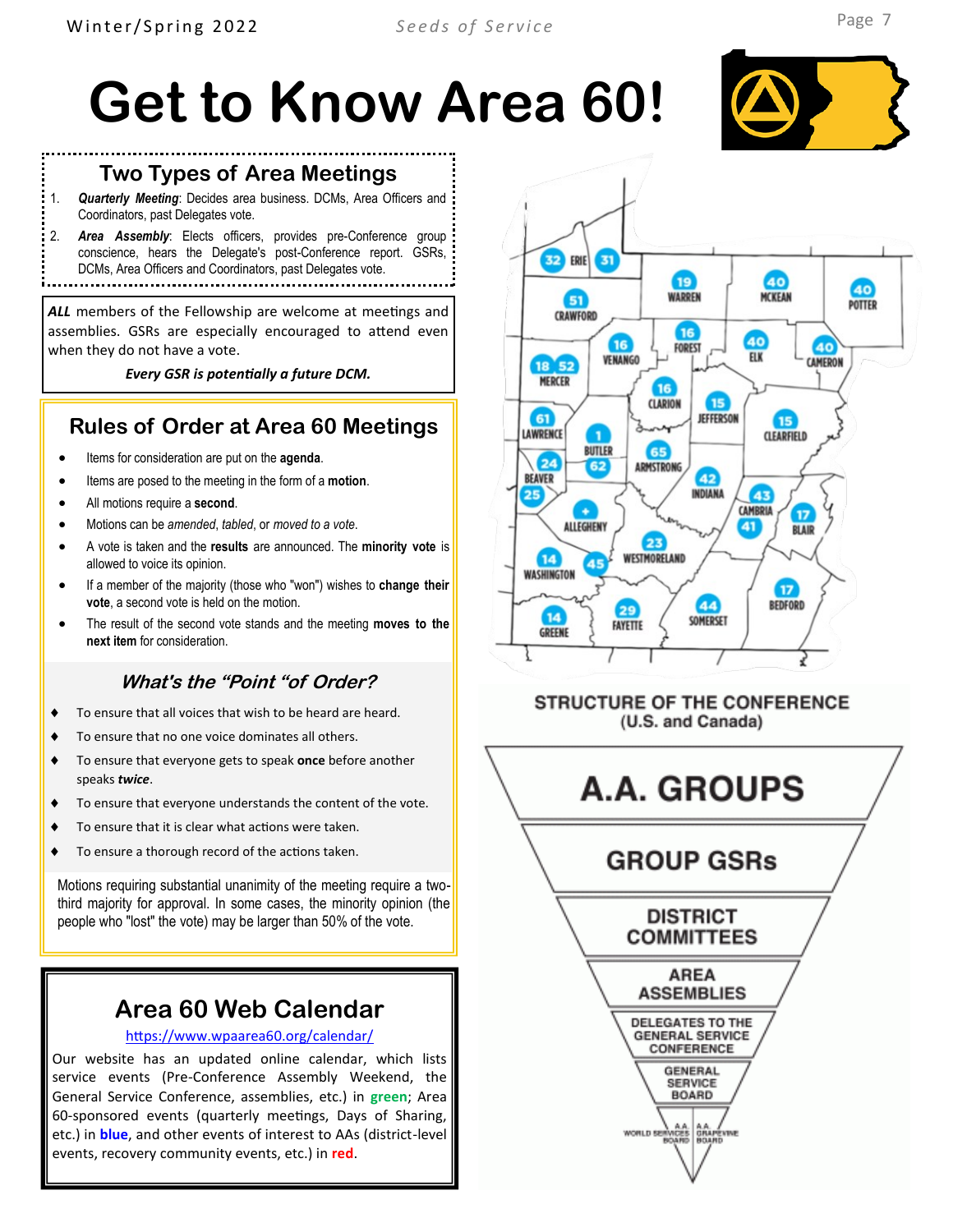# Get to Know Area 60!

## Two Types of Area Meetings

1. ***Quarterly Meeting***: Decides area business. DCMs, Area Officers and Coordinators, past Delegates vote.
2. ***Area Assembly***: Elects officers, provides pre-Conference group conscience, hears the Delegate's post-Conference report. GSRs, DCMs, Area Officers and Coordinators, past Delegates vote.

***ALL*** members of the Fellowship are welcome at meetings and assemblies. GSRs are especially encouraged to attend even when they do not have a vote.

***Every GSR is potentially a future DCM.***

## Rules of Order at Area 60 Meetings

- Items for consideration are put on the **agenda**.
- Items are posed to the meeting in the form of a **motion**.
- All motions require a **second**.
- Motions can be *amended*, *tabled*, or *moved to a vote.*
- A vote is taken and the **results** are announced. The **minority vote** is allowed to voice its opinion.
- If a member of the majority (those who "won") wishes to **change their vote**, a second vote is held on the motion.
- The result of the second vote stands and the meeting **moves to the next item** for consideration.

### *What's the "Point "of Order?*

- To ensure that all voices that wish to be heard are heard.
- To ensure that no one voice dominates all others.
- To ensure that everyone gets to speak **once** before another speaks ***twice***.
- To ensure that everyone understands the content of the vote.
- To ensure that it is clear what actions were taken.
- To ensure a thorough record of the actions taken.

Motions requiring substantial unanimity of the meeting require a two-third majority for approval. In some cases, the minority opinion (the people who "lost" the vote) may be larger than 50% of the vote.

## Area 60 Web Calendar

https://www.wpaarea60.org/calendar/

Our website has an updated online calendar, which lists service events (Pre-Conference Assembly Weekend, the General Service Conference, assemblies, etc.) in **green**; Area 60-sponsored events (quarterly meetings, Days of Sharing, etc.) in **blue**, and other events of interest to AAs (district-level events, recovery community events, etc.) in **red**.

ERIE 32 31; CRAWFORD 51; WARREN 19; MCKEAN 40; POTTER 40; MERCER 18 52; VENANGO 16; FOREST 16; ELK 40; CAMERON 40; CLARION 16; JEFFERSON 15; CLEARFIELD 15; LAWRENCE 61; BUTLER 1 62; ARMSTRONG 65; BEAVER 24 25; INDIANA 42; CAMBRIA 43 41; BLAIR 17; ALLEGHENY +; WESTMORELAND 23; WASHINGTON 14; 45; FAYETTE 29; SOMERSET 44; BEDFORD 17; GREENE 14

**STRUCTURE OF THE CONFERENCE**
(U.S. and Canada)

- A.A. GROUPS
- GROUP GSRs
- DISTRICT COMMITTEES
- AREA ASSEMBLIES
- DELEGATES TO THE GENERAL SERVICE CONFERENCE
- GENERAL SERVICE BOARD
- A.A. WORLD SERVICES BOARD | A.A. GRAPEVINE BOARD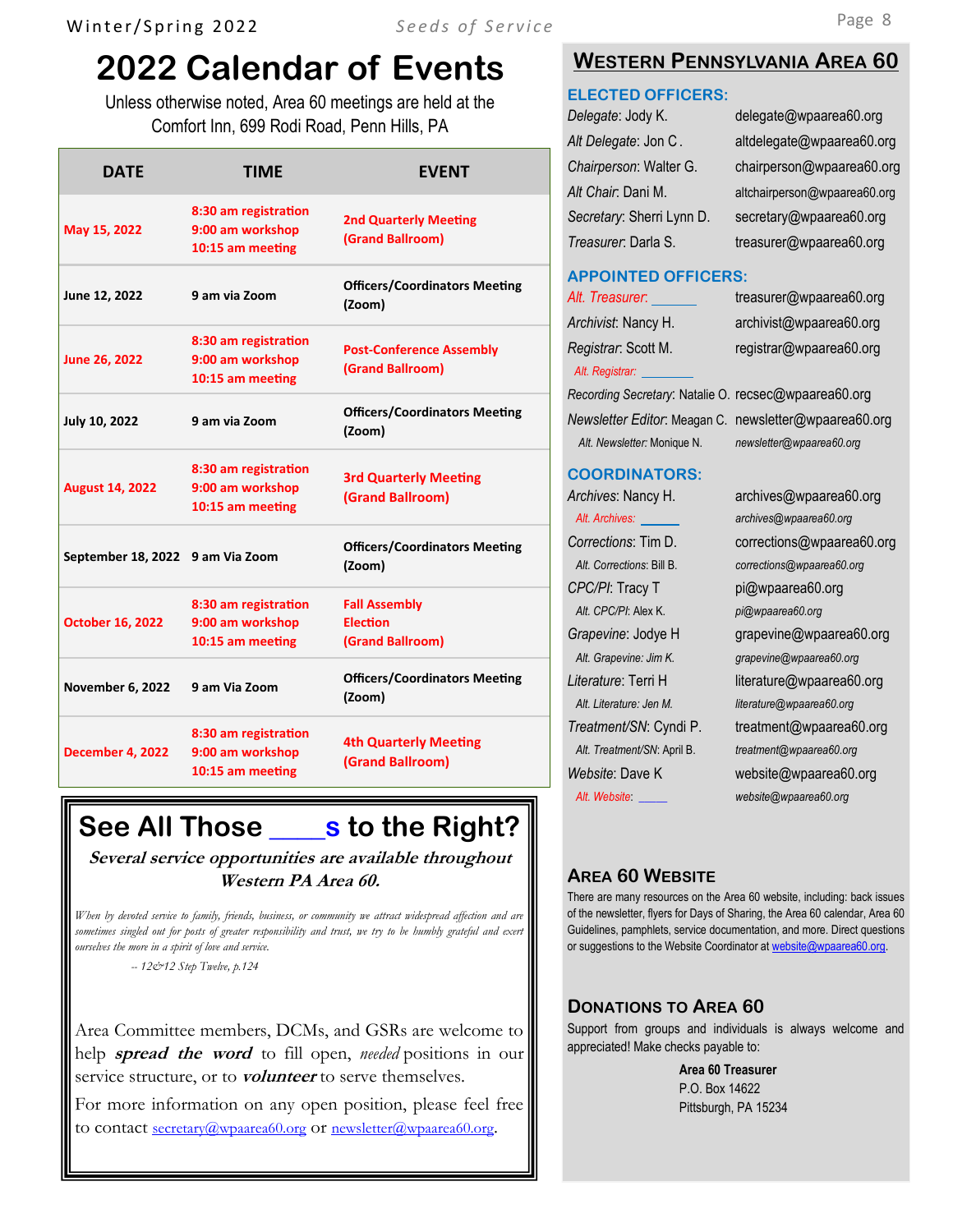# 2022 Calendar of Events

Unless otherwise noted, Area 60 meetings are held at the Comfort Inn, 699 Rodi Road, Penn Hills, PA

| DATE | TIME | EVENT |
|---|---|---|
| May 15, 2022 | 8:30 am registration<br>9:00 am workshop<br>10:15 am meeting | 2nd Quarterly Meeting<br>(Grand Ballroom) |
| June 12, 2022 | 9 am via Zoom | Officers/Coordinators Meeting<br>(Zoom) |
| June 26, 2022 | 8:30 am registration<br>9:00 am workshop<br>10:15 am meeting | Post-Conference Assembly<br>(Grand Ballroom) |
| July 10, 2022 | 9 am via Zoom | Officers/Coordinators Meeting<br>(Zoom) |
| August 14, 2022 | 8:30 am registration<br>9:00 am workshop<br>10:15 am meeting | 3rd Quarterly Meeting<br>(Grand Ballroom) |
| September 18, 2022 | 9 am Via Zoom | Officers/Coordinators Meeting<br>(Zoom) |
| October 16, 2022 | 8:30 am registration<br>9:00 am workshop<br>10:15 am meeting | Fall Assembly<br>Election<br>(Grand Ballroom) |
| November 6, 2022 | 9 am Via Zoom | Officers/Coordinators Meeting<br>(Zoom) |
| December 4, 2022 | 8:30 am registration<br>9:00 am workshop<br>10:15 am meeting | 4th Quarterly Meeting<br>(Grand Ballroom) |

## See All Those ____s to the Right?

***Several service opportunities are available throughout Western PA Area 60.***

*When by devoted service to family, friends, business, or community we attract widespread affection and are sometimes singled out for posts of greater responsibility and trust, we try to be humbly grateful and exert ourselves the more in a spirit of love and service.*

*-- 12&12 Step Twelve, p.124*

Area Committee members, DCMs, and GSRs are welcome to help ***spread the word*** to fill open, *needed* positions in our service structure, or to ***volunteer*** to serve themselves.

For more information on any open position, please feel free to contact secretary@wpaarea60.org or newsletter@wpaarea60.org.

## Western Pennsylvania Area 60

### ELECTED OFFICERS:

*Delegate*: Jody K. — delegate@wpaarea60.org
*Alt Delegate*: Jon C. — altdelegate@wpaarea60.org
*Chairperson*: Walter G. — chairperson@wpaarea60.org
*Alt Chair*: Dani M. — altchairperson@wpaarea60.org
*Secretary*: Sherri Lynn D. — secretary@wpaarea60.org
*Treasurer*: Darla S. — treasurer@wpaarea60.org

### APPOINTED OFFICERS:

*Alt. Treasurer*: ______ — treasurer@wpaarea60.org
*Archivist*: Nancy H. — archivist@wpaarea60.org
*Registrar*: Scott M. — registrar@wpaarea60.org
*Alt. Registrar*: ________
*Recording Secretary*: Natalie O. — recsec@wpaarea60.org
*Newsletter Editor*: Meagan C. — newsletter@wpaarea60.org
*Alt. Newsletter*: Monique N. — *newsletter@wpaarea60.org*

### COORDINATORS:

*Archives*: Nancy H. — archives@wpaarea60.org
*Alt. Archives*: ______ — *archives@wpaarea60.org*
*Corrections*: Tim D. — corrections@wpaarea60.org
*Alt. Corrections*: Bill B. — *corrections@wpaarea60.org*
*CPC/PI*: Tracy T — pi@wpaarea60.org
*Alt. CPC/PI*: Alex K. — *pi@wpaarea60.org*
*Grapevine*: Jodye H — grapevine@wpaarea60.org
*Alt. Grapevine*: Jim K. — *grapevine@wpaarea60.org*
*Literature*: Terri H — literature@wpaarea60.org
*Alt. Literature*: Jen M. — *literature@wpaarea60.org*
*Treatment/SN*: Cyndi P. — treatment@wpaarea60.org
*Alt. Treatment/SN*: April B. — *treatment@wpaarea60.org*
*Website*: Dave K — website@wpaarea60.org
*Alt. Website*: _____ — *website@wpaarea60.org*

### Area 60 Website

There are many resources on the Area 60 website, including: back issues of the newsletter, flyers for Days of Sharing, the Area 60 calendar, Area 60 Guidelines, pamphlets, service documentation, and more. Direct questions or suggestions to the Website Coordinator at website@wpaarea60.org.

### Donations to Area 60

Support from groups and individuals is always welcome and appreciated! Make checks payable to:

**Area 60 Treasurer**
P.O. Box 14622
Pittsburgh, PA 15234